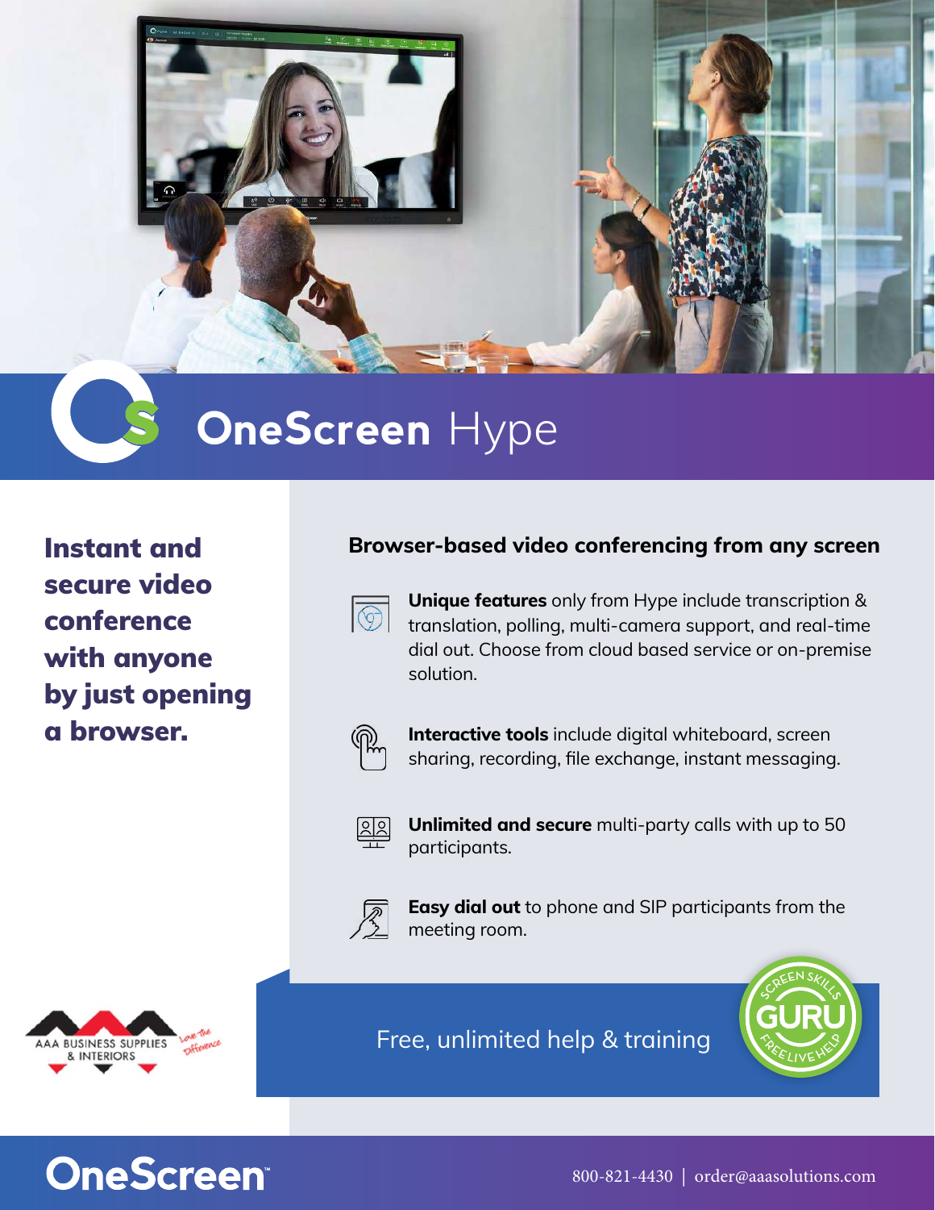# OneScreen Hype

**Instant and secure video conference with anyone by just opening a browser.**

## Browser-based video conferencing from any screen

**Unique features** only from Hype include transcription & translation, polling, multi-camera support, and real-time dial out. Choose from cloud based service or on-premise solution.

**Interactive tools** include digital whiteboard, screen sharing, recording, file exchange, instant messaging.

**Unlimited and secure** multi-party calls with up to 50 participants.

**Easy dial out** to phone and SIP participants from the meeting room.

AAA BUSINESS SUPPLIES & INTERIORS — Love the Difference

Free, unlimited help & training

SCREEN SKILLS GURU — FREE LIVE HELP

OneScreen™

800-821-4430 | order@aaasolutions.com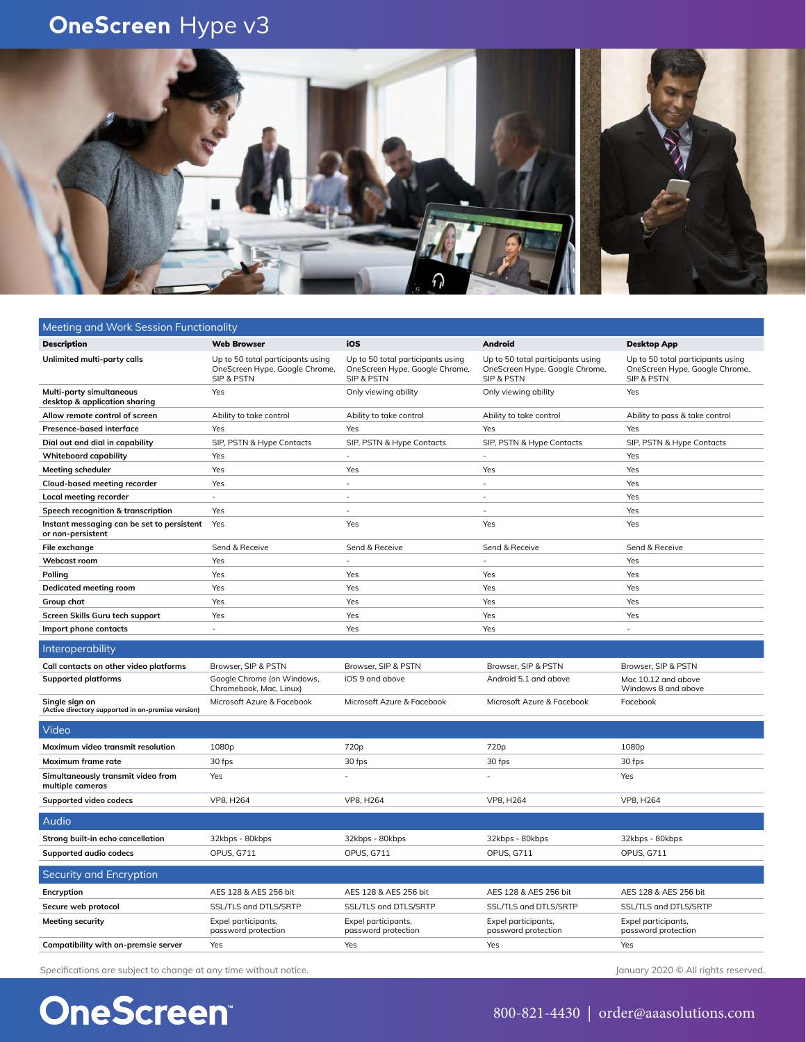# OneScreen Hype v3

## Meeting and Work Session Functionality

| Description | Web Browser | iOS | Android | Desktop App |
|---|---|---|---|---|
| Unlimited multi-party calls | Up to 50 total participants using OneScreen Hype, Google Chrome, SIP & PSTN | Up to 50 total participants using OneScreen Hype, Google Chrome, SIP & PSTN | Up to 50 total participants using OneScreen Hype, Google Chrome, SIP & PSTN | Up to 50 total participants using OneScreen Hype, Google Chrome, SIP & PSTN |
| Multi-party simultaneous desktop & application sharing | Yes | Only viewing ability | Only viewing ability | Yes |
| Allow remote control of screen | Ability to take control | Ability to take control | Ability to take control | Ability to pass & take control |
| Presence-based interface | Yes | Yes | Yes | Yes |
| Dial out and dial in capability | SIP, PSTN & Hype Contacts | SIP, PSTN & Hype Contacts | SIP, PSTN & Hype Contacts | SIP, PSTN & Hype Contacts |
| Whiteboard capability | Yes | - | - | Yes |
| Meeting scheduler | Yes | Yes | Yes | Yes |
| Cloud-based meeting recorder | Yes | - | - | Yes |
| Local meeting recorder | - | - | - | Yes |
| Speech recognition & transcription | Yes | - | - | Yes |
| Instant messaging can be set to persistent or non-persistent | Yes | Yes | Yes | Yes |
| File exchange | Send & Receive | Send & Receive | Send & Receive | Send & Receive |
| Webcast room | Yes | - | - | Yes |
| Polling | Yes | Yes | Yes | Yes |
| Dedicated meeting room | Yes | Yes | Yes | Yes |
| Group chat | Yes | Yes | Yes | Yes |
| Screen Skills Guru tech support | Yes | Yes | Yes | Yes |
| Import phone contacts | - | Yes | Yes | - |

## Interoperability

| | | | | |
|---|---|---|---|---|
| Call contacts on other video platforms | Browser, SIP & PSTN | Browser, SIP & PSTN | Browser, SIP & PSTN | Browser, SIP & PSTN |
| Supported platforms | Google Chrome (on Windows, Chromebook, Mac, Linux) | iOS 9 and above | Android 5.1 and above | Mac 10.12 and above Windows 8 and above |
| Single sign on (Active directory supported in on-premise version) | Microsoft Azure & Facebook | Microsoft Azure & Facebook | Microsoft Azure & Facebook | Facebook |

## Video

| | | | | |
|---|---|---|---|---|
| Maximum video transmit resolution | 1080p | 720p | 720p | 1080p |
| Maximum frame rate | 30 fps | 30 fps | 30 fps | 30 fps |
| Simultaneously transmit video from multiple cameras | Yes | - | - | Yes |
| Supported video codecs | VP8, H264 | VP8, H264 | VP8, H264 | VP8, H264 |

## Audio

| | | | | |
|---|---|---|---|---|
| Strong built-in echo cancellation | 32kbps - 80kbps | 32kbps - 80kbps | 32kbps - 80kbps | 32kbps - 80kbps |
| Supported audio codecs | OPUS, G711 | OPUS, G711 | OPUS, G711 | OPUS, G711 |

## Security and Encryption

| | | | | |
|---|---|---|---|---|
| Encryption | AES 128 & AES 256 bit | AES 128 & AES 256 bit | AES 128 & AES 256 bit | AES 128 & AES 256 bit |
| Secure web protocol | SSL/TLS and DTLS/SRTP | SSL/TLS and DTLS/SRTP | SSL/TLS and DTLS/SRTP | SSL/TLS and DTLS/SRTP |
| Meeting security | Expel participants, password protection | Expel participants, password protection | Expel participants, password protection | Expel participants, password protection |
| Compatibility with on-premsie server | Yes | Yes | Yes | Yes |

Specifications are subject to change at any time without notice.

January 2020 © All rights reserved.

OneScreen™

800-821-4430 | order@aaasolutions.com